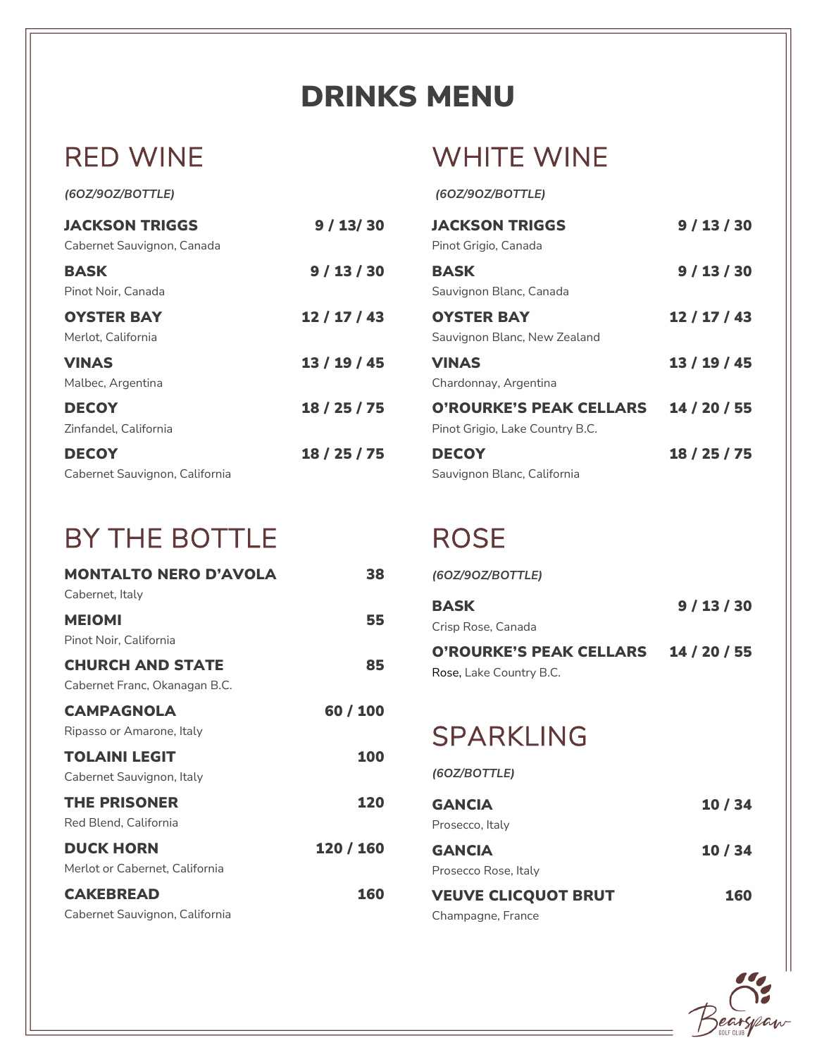# DRINKS MENU

## RED WINE

*(6OZ/9OZ/BOTTLE)*

**JACKSON TRIGGS** — 9 / 13/ 30
Cabernet Sauvignon, Canada

**BASK** — 9 / 13 / 30
Pinot Noir, Canada

**OYSTER BAY** — 12 / 17 / 43
Merlot, California

**VINAS** — 13 / 19 / 45
Malbec, Argentina

**DECOY** — 18 / 25 / 75
Zinfandel, California

**DECOY** — 18 / 25 / 75
Cabernet Sauvignon, California

## BY THE BOTTLE

**MONTALTO NERO D'AVOLA** — 38
Cabernet, Italy

**MEIOMI** — 55
Pinot Noir, California

**CHURCH AND STATE** — 85
Cabernet Franc, Okanagan B.C.

**CAMPAGNOLA** — 60 / 100
Ripasso or Amarone, Italy

**TOLAINI LEGIT** — 100
Cabernet Sauvignon, Italy

**THE PRISONER** — 120
Red Blend, California

**DUCK HORN** — 120 / 160
Merlot or Cabernet, California

**CAKEBREAD** — 160
Cabernet Sauvignon, California

## WHITE WINE

*(6OZ/9OZ/BOTTLE)*

**JACKSON TRIGGS** — 9 / 13 / 30
Pinot Grigio, Canada

**BASK** — 9 / 13 / 30
Sauvignon Blanc, Canada

**OYSTER BAY** — 12 / 17 / 43
Sauvignon Blanc, New Zealand

**VINAS** — 13 / 19 / 45
Chardonnay, Argentina

**O'ROURKE'S PEAK CELLARS** — 14 / 20 / 55
Pinot Grigio, Lake Country B.C.

**DECOY** — 18 / 25 / 75
Sauvignon Blanc, California

## ROSE

*(6OZ/9OZ/BOTTLE)*

**BASK** — 9 / 13 / 30
Crisp Rose, Canada

**O'ROURKE'S PEAK CELLARS** — 14 / 20 / 55
Rose, Lake Country B.C.

## SPARKLING

*(6OZ/BOTTLE)*

**GANCIA** — 10 / 34
Prosecco, Italy

**GANCIA** — 10 / 34
Prosecco Rose, Italy

**VEUVE CLICQUOT BRUT** — 160
Champagne, France

Bearspaw Golf Club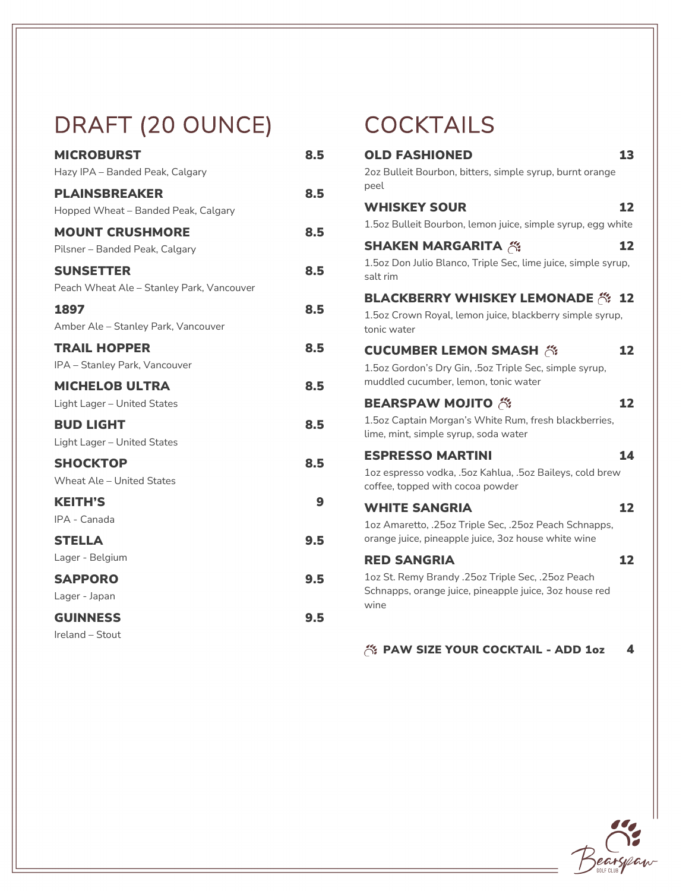## DRAFT (20 OUNCE)

**MICROBURST** 8.5
Hazy IPA – Banded Peak, Calgary

**PLAINSBREAKER** 8.5
Hopped Wheat – Banded Peak, Calgary

**MOUNT CRUSHMORE** 8.5
Pilsner – Banded Peak, Calgary

**SUNSETTER** 8.5
Peach Wheat Ale – Stanley Park, Vancouver

**1897** 8.5
Amber Ale – Stanley Park, Vancouver

**TRAIL HOPPER** 8.5
IPA – Stanley Park, Vancouver

**MICHELOB ULTRA** 8.5
Light Lager – United States

**BUD LIGHT** 8.5
Light Lager – United States

**SHOCKTOP** 8.5
Wheat Ale – United States

**KEITH'S** 9
IPA - Canada

**STELLA** 9.5
Lager - Belgium

**SAPPORO** 9.5
Lager - Japan

**GUINNESS** 9.5
Ireland – Stout

## COCKTAILS

**OLD FASHIONED** 13
2oz Bulleit Bourbon, bitters, simple syrup, burnt orange peel

**WHISKEY SOUR** 12
1.5oz Bulleit Bourbon, lemon juice, simple syrup, egg white

**SHAKEN MARGARITA** 🐾 12
1.5oz Don Julio Blanco, Triple Sec, lime juice, simple syrup, salt rim

**BLACKBERRY WHISKEY LEMONADE** 🐾 12
1.5oz Crown Royal, lemon juice, blackberry simple syrup, tonic water

**CUCUMBER LEMON SMASH** 🐾 12
1.5oz Gordon's Dry Gin, .5oz Triple Sec, simple syrup, muddled cucumber, lemon, tonic water

**BEARSPAW MOJITO** 🐾 12
1.5oz Captain Morgan's White Rum, fresh blackberries, lime, mint, simple syrup, soda water

**ESPRESSO MARTINI** 14
1oz espresso vodka, .5oz Kahlua, .5oz Baileys, cold brew coffee, topped with cocoa powder

**WHITE SANGRIA** 12
1oz Amaretto, .25oz Triple Sec, .25oz Peach Schnapps, orange juice, pineapple juice, 3oz house white wine

**RED SANGRIA** 12
1oz St. Remy Brandy .25oz Triple Sec, .25oz Peach Schnapps, orange juice, pineapple juice, 3oz house red wine

🐾 **PAW SIZE YOUR COCKTAIL - ADD 1oz** 4

Bearspaw
GOLF CLUB